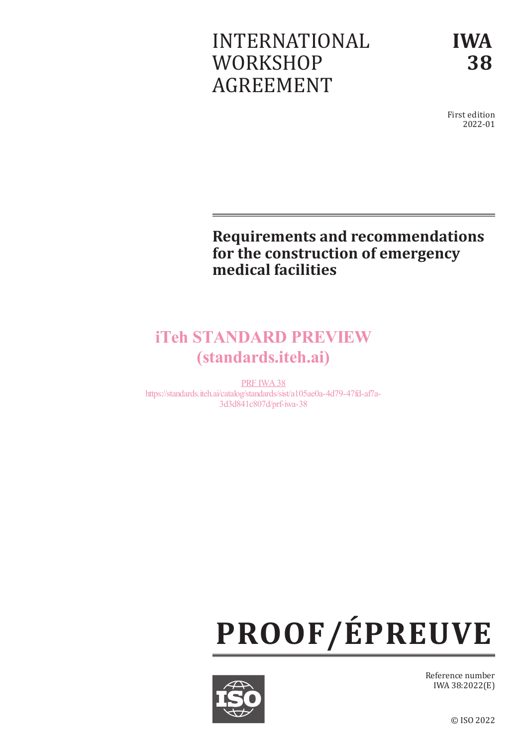INTERNATIONAL WORKSHOP AGREEMENT

**IWA 38**

First edition
2022-01

# Requirements and recommendations for the construction of emergency medical facilities

iTeh STANDARD PREVIEW
(standards.iteh.ai)

PRF IWA 38
https://standards.iteh.ai/catalog/standards/sist/a105ae0a-4d79-47fd-af7a-3d3d841c807d/prf-iwa-38

**PROOF/ÉPREUVE**

Reference number
IWA 38:2022(E)

© ISO 2022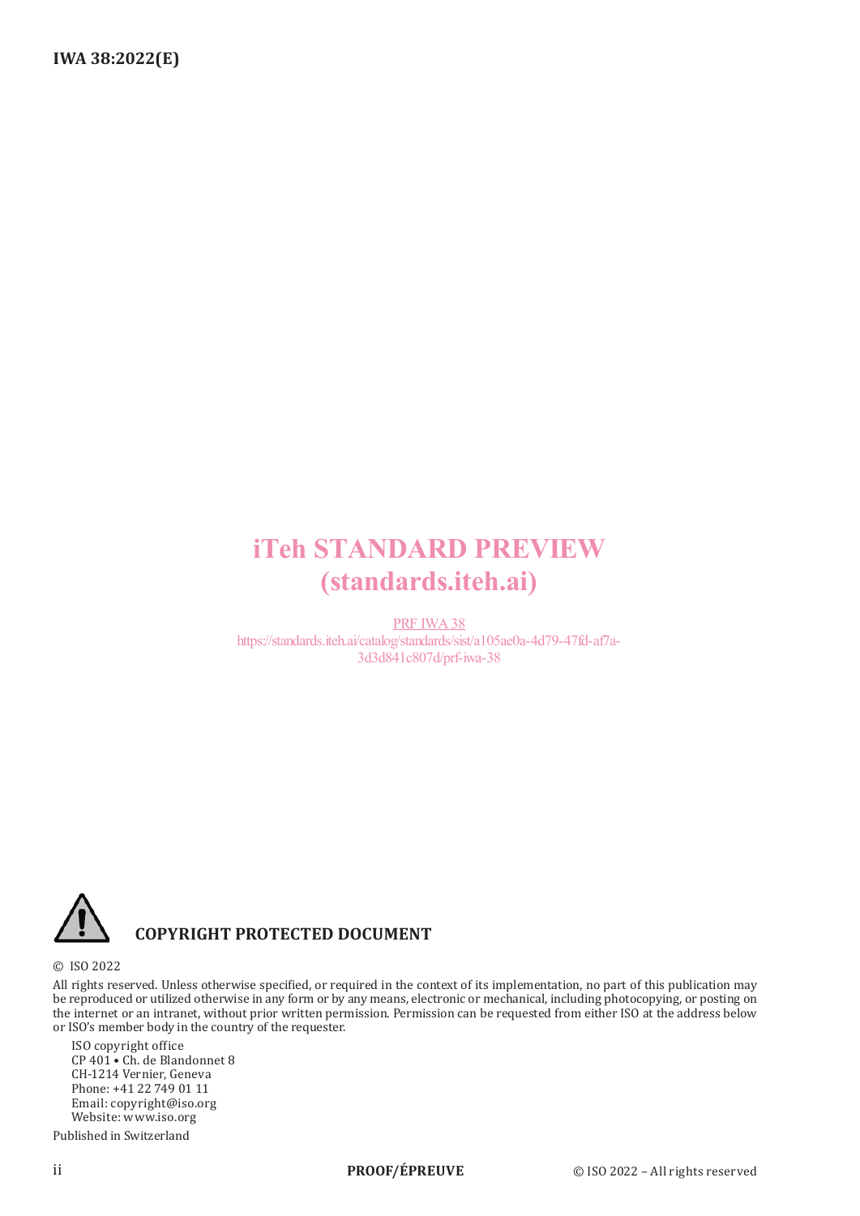iTeh STANDARD PREVIEW
(standards.iteh.ai)

PRF IWA 38
https://standards.iteh.ai/catalog/standards/sist/a105ae0a-4d79-47fd-af7a-3d3d841c807d/prf-iwa-38

**COPYRIGHT PROTECTED DOCUMENT**

© ISO 2022

All rights reserved. Unless otherwise specified, or required in the context of its implementation, no part of this publication may be reproduced or utilized otherwise in any form or by any means, electronic or mechanical, including photocopying, or posting on the internet or an intranet, without prior written permission. Permission can be requested from either ISO at the address below or ISO's member body in the country of the requester.

ISO copyright office
CP 401 • Ch. de Blandonnet 8
CH-1214 Vernier, Geneva
Phone: +41 22 749 01 11
Email: copyright@iso.org
Website: www.iso.org

Published in Switzerland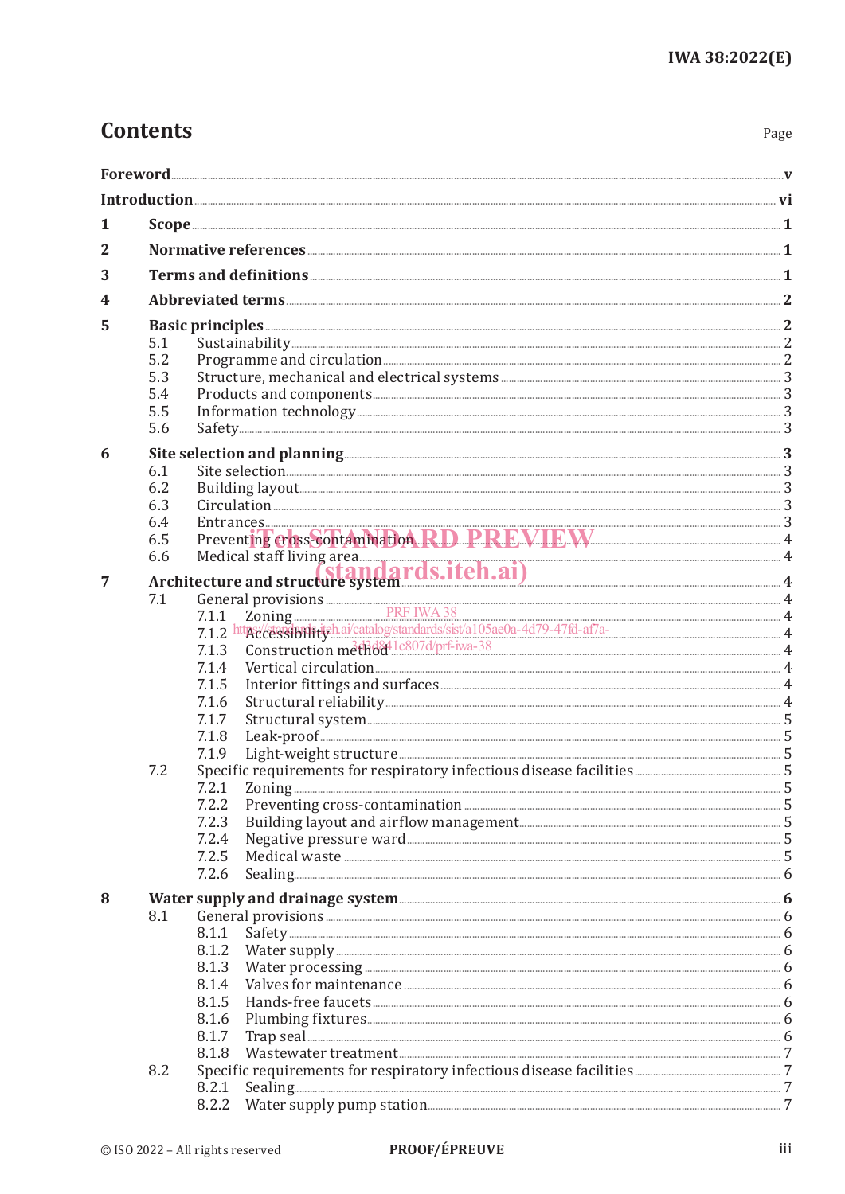# Contents

Page

**Foreword** ..... **v**

**Introduction** ..... **vi**

**1 Scope** ..... **1**

**2 Normative references** ..... **1**

**3 Terms and definitions** ..... **1**

**4 Abbreviated terms** ..... **2**

**5 Basic principles** ..... **2**
- 5.1 Sustainability ..... 2
- 5.2 Programme and circulation ..... 2
- 5.3 Structure, mechanical and electrical systems ..... 3
- 5.4 Products and components ..... 3
- 5.5 Information technology ..... 3
- 5.6 Safety ..... 3

**6 Site selection and planning** ..... **3**
- 6.1 Site selection ..... 3
- 6.2 Building layout ..... 3
- 6.3 Circulation ..... 3
- 6.4 Entrances ..... 3
- 6.5 Preventing cross-contamination ..... 4
- 6.6 Medical staff living area ..... 4

**7 Architecture and structure system** ..... **4**
- 7.1 General provisions ..... 4
  - 7.1.1 Zoning ..... 4
  - 7.1.2 Accessibility ..... 4
  - 7.1.3 Construction method ..... 4
  - 7.1.4 Vertical circulation ..... 4
  - 7.1.5 Interior fittings and surfaces ..... 4
  - 7.1.6 Structural reliability ..... 4
  - 7.1.7 Structural system ..... 5
  - 7.1.8 Leak-proof ..... 5
  - 7.1.9 Light-weight structure ..... 5
- 7.2 Specific requirements for respiratory infectious disease facilities ..... 5
  - 7.2.1 Zoning ..... 5
  - 7.2.2 Preventing cross-contamination ..... 5
  - 7.2.3 Building layout and airflow management ..... 5
  - 7.2.4 Negative pressure ward ..... 5
  - 7.2.5 Medical waste ..... 5
  - 7.2.6 Sealing ..... 6

**8 Water supply and drainage system** ..... **6**
- 8.1 General provisions ..... 6
  - 8.1.1 Safety ..... 6
  - 8.1.2 Water supply ..... 6
  - 8.1.3 Water processing ..... 6
  - 8.1.4 Valves for maintenance ..... 6
  - 8.1.5 Hands-free faucets ..... 6
  - 8.1.6 Plumbing fixtures ..... 6
  - 8.1.7 Trap seal ..... 6
  - 8.1.8 Wastewater treatment ..... 7
- 8.2 Specific requirements for respiratory infectious disease facilities ..... 7
  - 8.2.1 Sealing ..... 7
  - 8.2.2 Water supply pump station ..... 7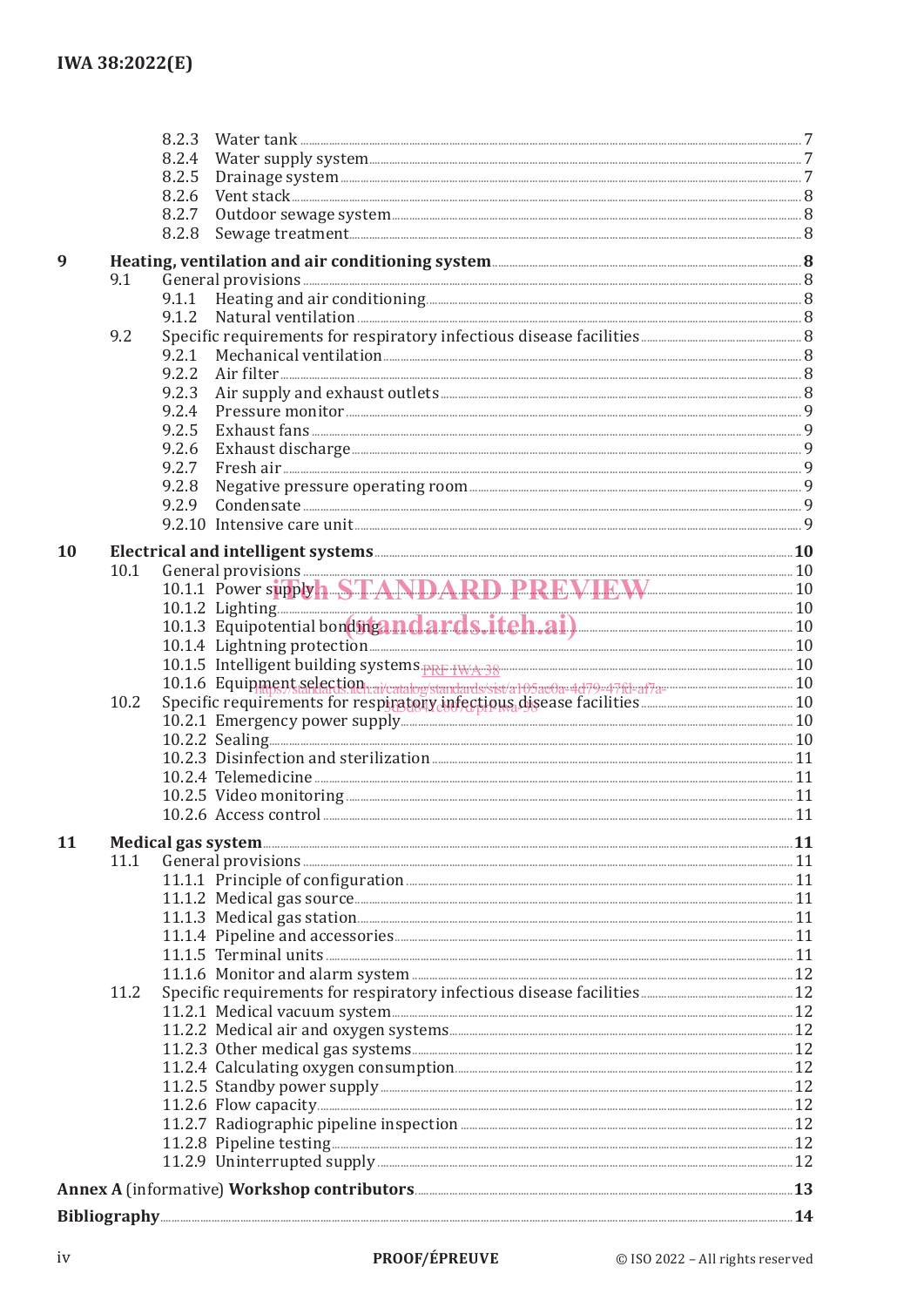8.2.3 Water tank .......... 7
8.2.4 Water supply system .......... 7
8.2.5 Drainage system .......... 7
8.2.6 Vent stack .......... 8
8.2.7 Outdoor sewage system .......... 8
8.2.8 Sewage treatment .......... 8

**9 Heating, ventilation and air conditioning system .......... 8**
9.1 General provisions .......... 8
9.1.1 Heating and air conditioning .......... 8
9.1.2 Natural ventilation .......... 8
9.2 Specific requirements for respiratory infectious disease facilities .......... 8
9.2.1 Mechanical ventilation .......... 8
9.2.2 Air filter .......... 8
9.2.3 Air supply and exhaust outlets .......... 8
9.2.4 Pressure monitor .......... 9
9.2.5 Exhaust fans .......... 9
9.2.6 Exhaust discharge .......... 9
9.2.7 Fresh air .......... 9
9.2.8 Negative pressure operating room .......... 9
9.2.9 Condensate .......... 9
9.2.10 Intensive care unit .......... 9

**10 Electrical and intelligent systems .......... 10**
10.1 General provisions .......... 10
10.1.1 Power supply .......... 10
10.1.2 Lighting .......... 10
10.1.3 Equipotential bonding .......... 10
10.1.4 Lightning protection .......... 10
10.1.5 Intelligent building systems .......... 10
10.1.6 Equipment selection .......... 10
10.2 Specific requirements for respiratory infectious disease facilities .......... 10
10.2.1 Emergency power supply .......... 10
10.2.2 Sealing .......... 10
10.2.3 Disinfection and sterilization .......... 11
10.2.4 Telemedicine .......... 11
10.2.5 Video monitoring .......... 11
10.2.6 Access control .......... 11

**11 Medical gas system .......... 11**
11.1 General provisions .......... 11
11.1.1 Principle of configuration .......... 11
11.1.2 Medical gas source .......... 11
11.1.3 Medical gas station .......... 11
11.1.4 Pipeline and accessories .......... 11
11.1.5 Terminal units .......... 11
11.1.6 Monitor and alarm system .......... 12
11.2 Specific requirements for respiratory infectious disease facilities .......... 12
11.2.1 Medical vacuum system .......... 12
11.2.2 Medical air and oxygen systems .......... 12
11.2.3 Other medical gas systems .......... 12
11.2.4 Calculating oxygen consumption .......... 12
11.2.5 Standby power supply .......... 12
11.2.6 Flow capacity .......... 12
11.2.7 Radiographic pipeline inspection .......... 12
11.2.8 Pipeline testing .......... 12
11.2.9 Uninterrupted supply .......... 12

**Annex A** (informative) **Workshop contributors .......... 13**

**Bibliography .......... 14**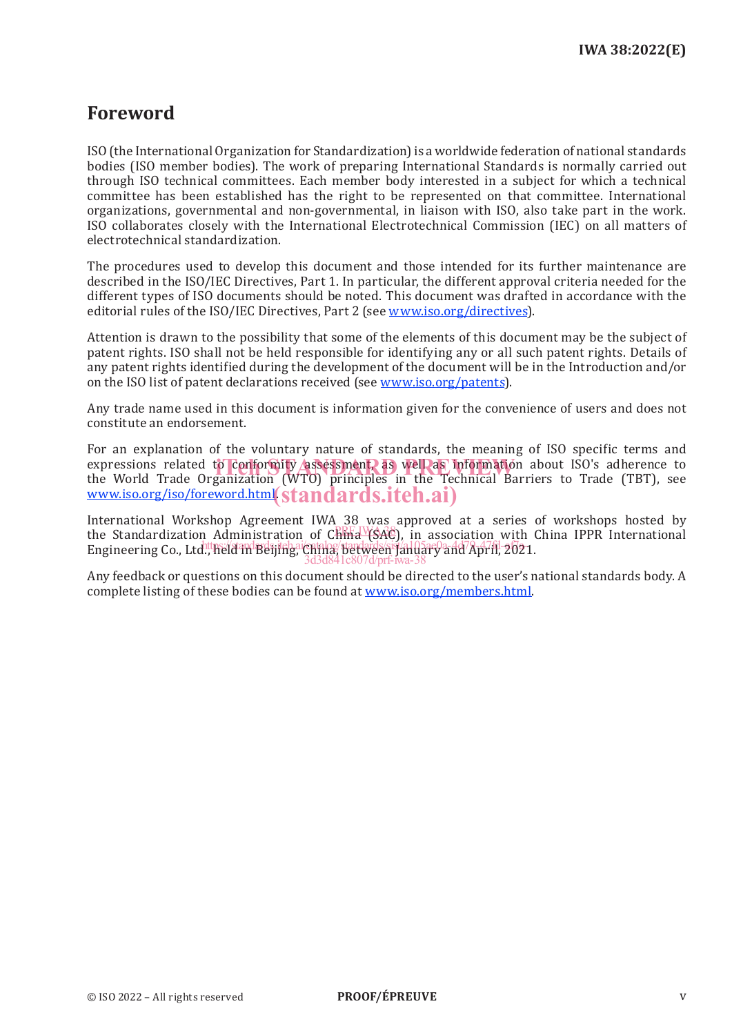# Foreword

ISO (the International Organization for Standardization) is a worldwide federation of national standards bodies (ISO member bodies). The work of preparing International Standards is normally carried out through ISO technical committees. Each member body interested in a subject for which a technical committee has been established has the right to be represented on that committee. International organizations, governmental and non-governmental, in liaison with ISO, also take part in the work. ISO collaborates closely with the International Electrotechnical Commission (IEC) on all matters of electrotechnical standardization.

The procedures used to develop this document and those intended for its further maintenance are described in the ISO/IEC Directives, Part 1. In particular, the different approval criteria needed for the different types of ISO documents should be noted. This document was drafted in accordance with the editorial rules of the ISO/IEC Directives, Part 2 (see www.iso.org/directives).

Attention is drawn to the possibility that some of the elements of this document may be the subject of patent rights. ISO shall not be held responsible for identifying any or all such patent rights. Details of any patent rights identified during the development of the document will be in the Introduction and/or on the ISO list of patent declarations received (see www.iso.org/patents).

Any trade name used in this document is information given for the convenience of users and does not constitute an endorsement.

For an explanation of the voluntary nature of standards, the meaning of ISO specific terms and expressions related to conformity assessment, as well as information about ISO's adherence to the World Trade Organization (WTO) principles in the Technical Barriers to Trade (TBT), see www.iso.org/iso/foreword.html.

International Workshop Agreement IWA 38 was approved at a series of workshops hosted by the Standardization Administration of China (SAC), in association with China IPPR International Engineering Co., Ltd., held in Beijing, China, between January and April, 2021.

Any feedback or questions on this document should be directed to the user's national standards body. A complete listing of these bodies can be found at www.iso.org/members.html.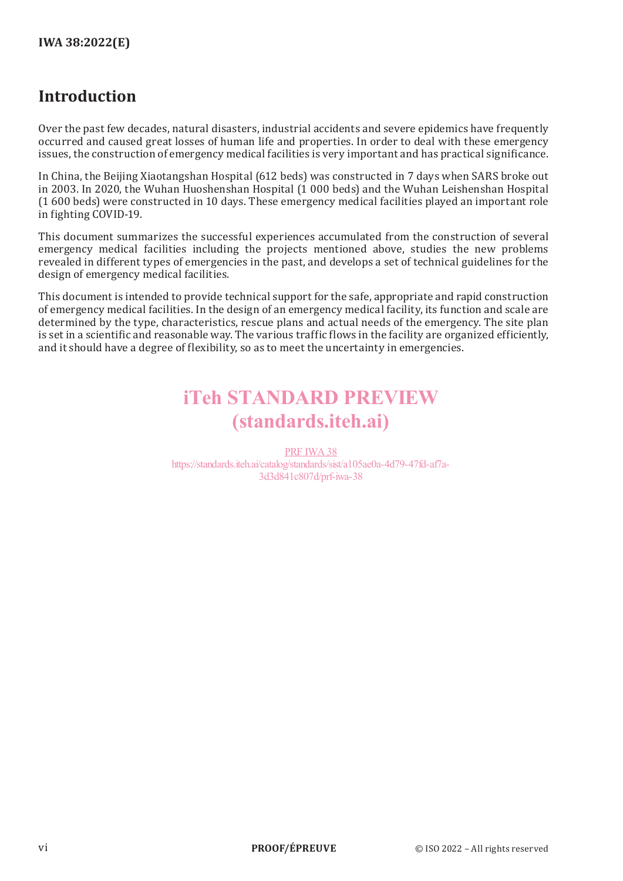## Introduction

Over the past few decades, natural disasters, industrial accidents and severe epidemics have frequently occurred and caused great losses of human life and properties. In order to deal with these emergency issues, the construction of emergency medical facilities is very important and has practical significance.

In China, the Beijing Xiaotangshan Hospital (612 beds) was constructed in 7 days when SARS broke out in 2003. In 2020, the Wuhan Huoshenshan Hospital (1 000 beds) and the Wuhan Leishenshan Hospital (1 600 beds) were constructed in 10 days. These emergency medical facilities played an important role in fighting COVID-19.

This document summarizes the successful experiences accumulated from the construction of several emergency medical facilities including the projects mentioned above, studies the new problems revealed in different types of emergencies in the past, and develops a set of technical guidelines for the design of emergency medical facilities.

This document is intended to provide technical support for the safe, appropriate and rapid construction of emergency medical facilities. In the design of an emergency medical facility, its function and scale are determined by the type, characteristics, rescue plans and actual needs of the emergency. The site plan is set in a scientific and reasonable way. The various traffic flows in the facility are organized efficiently, and it should have a degree of flexibility, so as to meet the uncertainty in emergencies.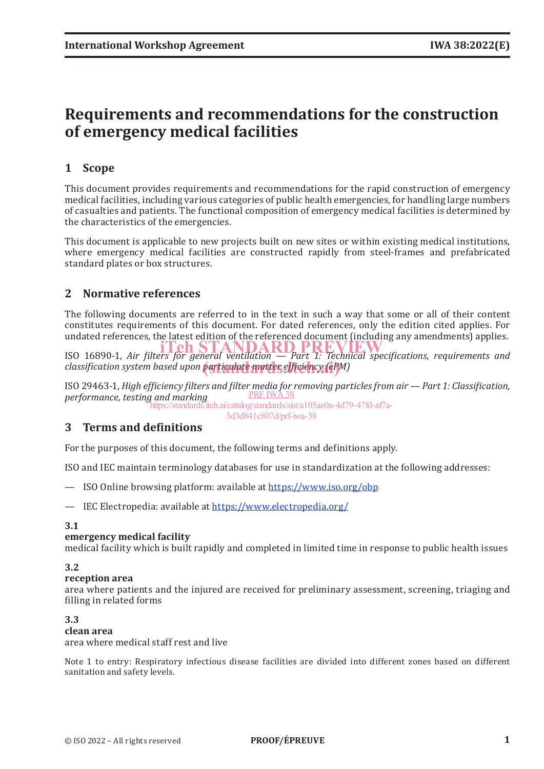# Requirements and recommendations for the construction of emergency medical facilities

## 1 Scope

This document provides requirements and recommendations for the rapid construction of emergency medical facilities, including various categories of public health emergencies, for handling large numbers of casualties and patients. The functional composition of emergency medical facilities is determined by the characteristics of the emergencies.

This document is applicable to new projects built on new sites or within existing medical institutions, where emergency medical facilities are constructed rapidly from steel-frames and prefabricated standard plates or box structures.

## 2 Normative references

The following documents are referred to in the text in such a way that some or all of their content constitutes requirements of this document. For dated references, only the edition cited applies. For undated references, the latest edition of the referenced document (including any amendments) applies.

ISO 16890-1, *Air filters for general ventilation — Part 1: Technical specifications, requirements and classification system based upon particulate matter efficiency (ePM)*

ISO 29463-1, *High efficiency filters and filter media for removing particles from air — Part 1: Classification, performance, testing and marking*

## 3 Terms and definitions

For the purposes of this document, the following terms and definitions apply.

ISO and IEC maintain terminology databases for use in standardization at the following addresses:

— ISO Online browsing platform: available at https://www.iso.org/obp

— IEC Electropedia: available at https://www.electropedia.org/

**3.1**
**emergency medical facility**
medical facility which is built rapidly and completed in limited time in response to public health issues

**3.2**
**reception area**
area where patients and the injured are received for preliminary assessment, screening, triaging and filling in related forms

**3.3**
**clean area**
area where medical staff rest and live

Note 1 to entry: Respiratory infectious disease facilities are divided into different zones based on different sanitation and safety levels.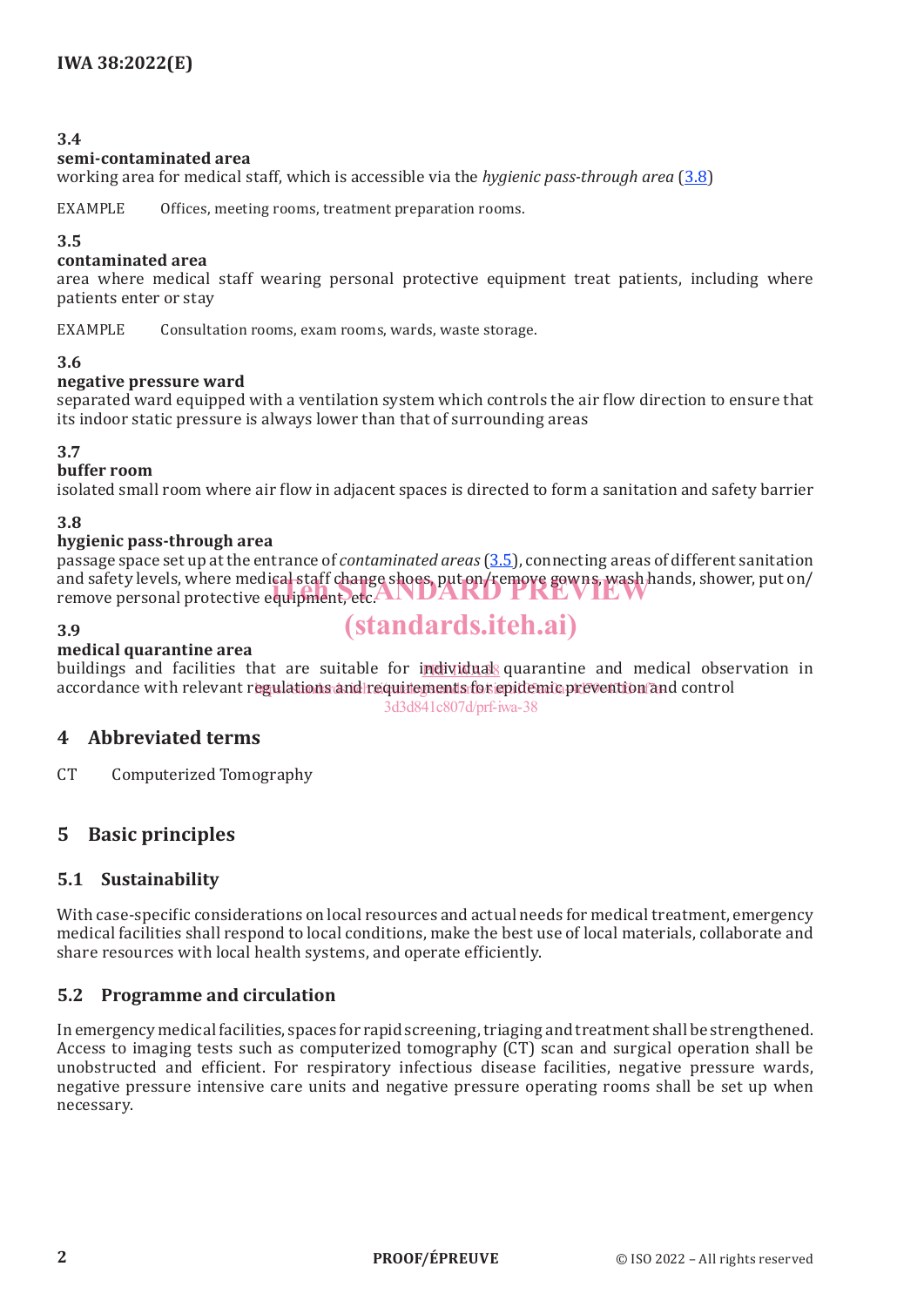**3.4**
**semi-contaminated area**
working area for medical staff, which is accessible via the *hygienic pass-through area* (3.8)

EXAMPLE Offices, meeting rooms, treatment preparation rooms.

**3.5**
**contaminated area**
area where medical staff wearing personal protective equipment treat patients, including where patients enter or stay

EXAMPLE Consultation rooms, exam rooms, wards, waste storage.

**3.6**
**negative pressure ward**
separated ward equipped with a ventilation system which controls the air flow direction to ensure that its indoor static pressure is always lower than that of surrounding areas

**3.7**
**buffer room**
isolated small room where air flow in adjacent spaces is directed to form a sanitation and safety barrier

**3.8**
**hygienic pass-through area**
passage space set up at the entrance of *contaminated areas* (3.5), connecting areas of different sanitation and safety levels, where medical staff change shoes, put on/remove gowns, wash hands, shower, put on/remove personal protective equipment, etc.

**3.9**
**medical quarantine area**
buildings and facilities that are suitable for individual quarantine and medical observation in accordance with relevant regulations and requirements for epidemic prevention and control

## 4 Abbreviated terms

CT Computerized Tomography

## 5 Basic principles

### 5.1 Sustainability

With case-specific considerations on local resources and actual needs for medical treatment, emergency medical facilities shall respond to local conditions, make the best use of local materials, collaborate and share resources with local health systems, and operate efficiently.

### 5.2 Programme and circulation

In emergency medical facilities, spaces for rapid screening, triaging and treatment shall be strengthened. Access to imaging tests such as computerized tomography (CT) scan and surgical operation shall be unobstructed and efficient. For respiratory infectious disease facilities, negative pressure wards, negative pressure intensive care units and negative pressure operating rooms shall be set up when necessary.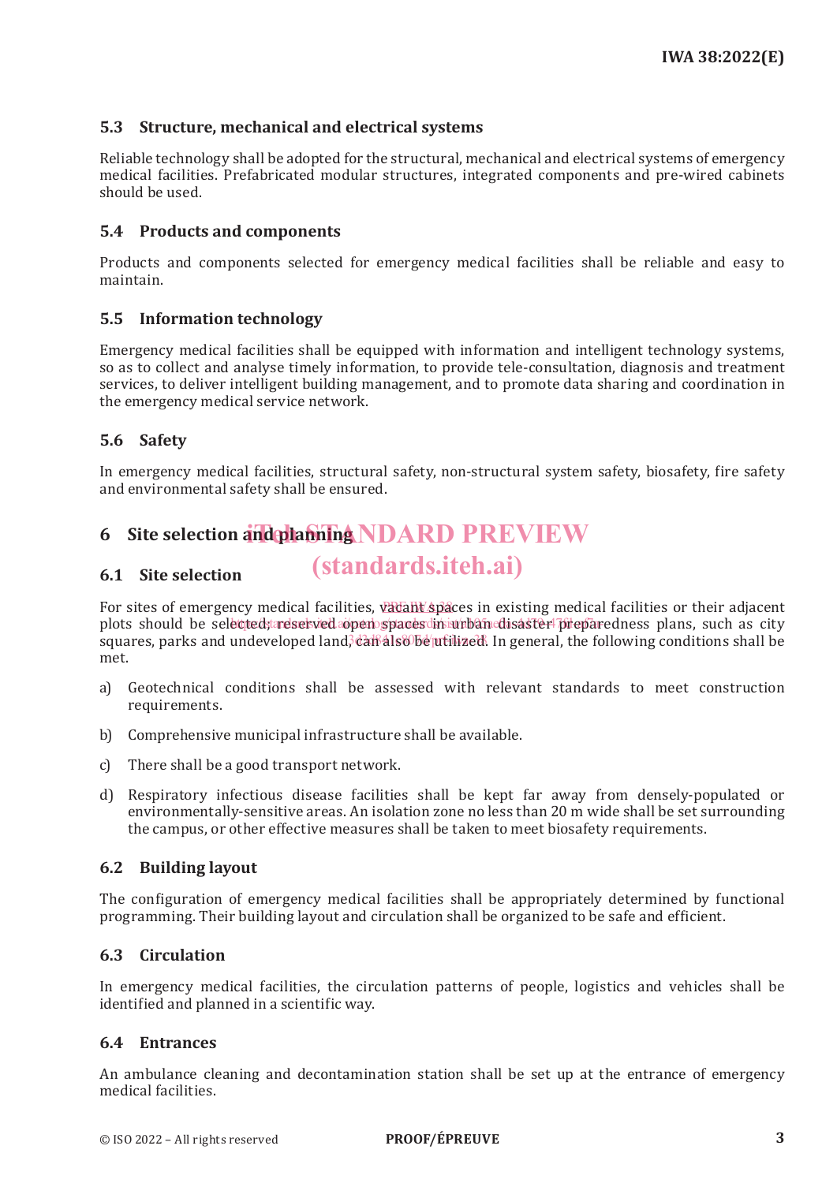## 5.3 Structure, mechanical and electrical systems

Reliable technology shall be adopted for the structural, mechanical and electrical systems of emergency medical facilities. Prefabricated modular structures, integrated components and pre-wired cabinets should be used.

## 5.4 Products and components

Products and components selected for emergency medical facilities shall be reliable and easy to maintain.

## 5.5 Information technology

Emergency medical facilities shall be equipped with information and intelligent technology systems, so as to collect and analyse timely information, to provide tele-consultation, diagnosis and treatment services, to deliver intelligent building management, and to promote data sharing and coordination in the emergency medical service network.

## 5.6 Safety

In emergency medical facilities, structural safety, non-structural system safety, biosafety, fire safety and environmental safety shall be ensured.

# 6 Site selection and planning

## 6.1 Site selection

For sites of emergency medical facilities, vacant spaces in existing medical facilities or their adjacent plots should be selected; reserved open spaces in urban disaster preparedness plans, such as city squares, parks and undeveloped land, can also be utilized. In general, the following conditions shall be met.

a) Geotechnical conditions shall be assessed with relevant standards to meet construction requirements.

b) Comprehensive municipal infrastructure shall be available.

c) There shall be a good transport network.

d) Respiratory infectious disease facilities shall be kept far away from densely-populated or environmentally-sensitive areas. An isolation zone no less than 20 m wide shall be set surrounding the campus, or other effective measures shall be taken to meet biosafety requirements.

## 6.2 Building layout

The configuration of emergency medical facilities shall be appropriately determined by functional programming. Their building layout and circulation shall be organized to be safe and efficient.

## 6.3 Circulation

In emergency medical facilities, the circulation patterns of people, logistics and vehicles shall be identified and planned in a scientific way.

## 6.4 Entrances

An ambulance cleaning and decontamination station shall be set up at the entrance of emergency medical facilities.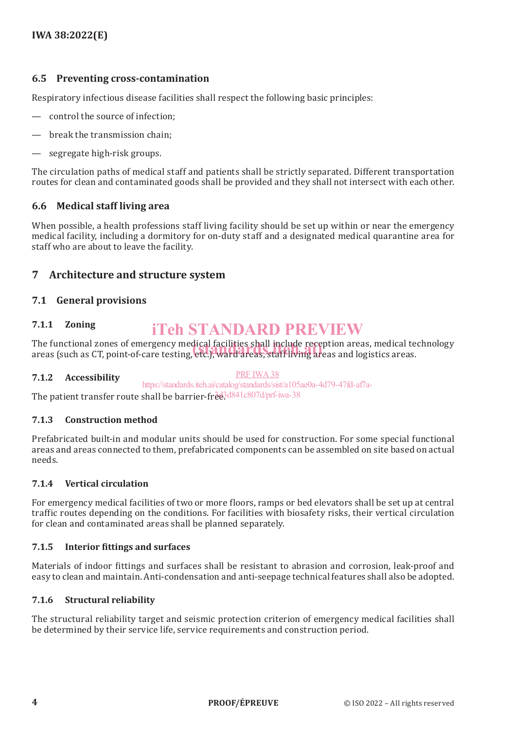## 6.5 Preventing cross-contamination

Respiratory infectious disease facilities shall respect the following basic principles:

— control the source of infection;

— break the transmission chain;

— segregate high-risk groups.

The circulation paths of medical staff and patients shall be strictly separated. Different transportation routes for clean and contaminated goods shall be provided and they shall not intersect with each other.

## 6.6 Medical staff living area

When possible, a health professions staff living facility should be set up within or near the emergency medical facility, including a dormitory for on-duty staff and a designated medical quarantine area for staff who are about to leave the facility.

# 7 Architecture and structure system

## 7.1 General provisions

### 7.1.1 Zoning

The functional zones of emergency medical facilities shall include reception areas, medical technology areas (such as CT, point-of-care testing, etc.), ward areas, staff living areas and logistics areas.

### 7.1.2 Accessibility

The patient transfer route shall be barrier-free.

### 7.1.3 Construction method

Prefabricated built-in and modular units should be used for construction. For some special functional areas and areas connected to them, prefabricated components can be assembled on site based on actual needs.

### 7.1.4 Vertical circulation

For emergency medical facilities of two or more floors, ramps or bed elevators shall be set up at central traffic routes depending on the conditions. For facilities with biosafety risks, their vertical circulation for clean and contaminated areas shall be planned separately.

### 7.1.5 Interior fittings and surfaces

Materials of indoor fittings and surfaces shall be resistant to abrasion and corrosion, leak-proof and easy to clean and maintain. Anti-condensation and anti-seepage technical features shall also be adopted.

### 7.1.6 Structural reliability

The structural reliability target and seismic protection criterion of emergency medical facilities shall be determined by their service life, service requirements and construction period.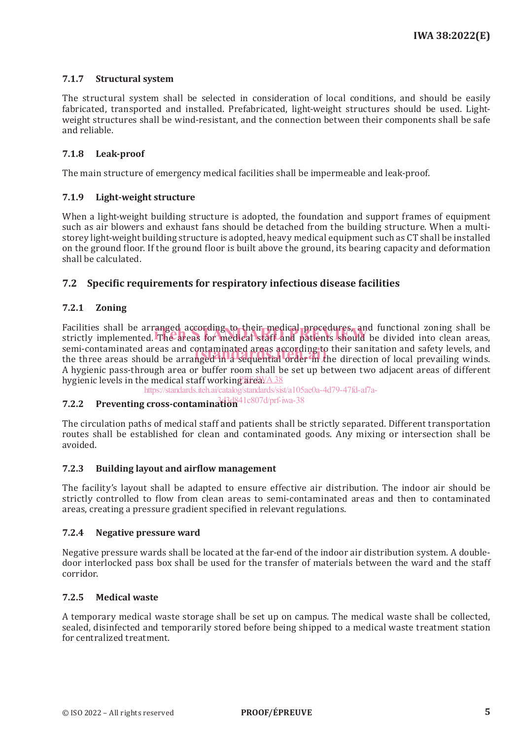#### 7.1.7 Structural system

The structural system shall be selected in consideration of local conditions, and should be easily fabricated, transported and installed. Prefabricated, light-weight structures should be used. Light-weight structures shall be wind-resistant, and the connection between their components shall be safe and reliable.

#### 7.1.8 Leak-proof

The main structure of emergency medical facilities shall be impermeable and leak-proof.

#### 7.1.9 Light-weight structure

When a light-weight building structure is adopted, the foundation and support frames of equipment such as air blowers and exhaust fans should be detached from the building structure. When a multi-storey light-weight building structure is adopted, heavy medical equipment such as CT shall be installed on the ground floor. If the ground floor is built above the ground, its bearing capacity and deformation shall be calculated.

### 7.2 Specific requirements for respiratory infectious disease facilities

#### 7.2.1 Zoning

Facilities shall be arranged according to their medical procedures, and functional zoning shall be strictly implemented. The areas for medical staff and patients should be divided into clean areas, semi-contaminated areas and contaminated areas according to their sanitation and safety levels, and the three areas should be arranged in a sequential order in the direction of local prevailing winds. A hygienic pass-through area or buffer room shall be set up between two adjacent areas of different hygienic levels in the medical staff working area.

#### 7.2.2 Preventing cross-contamination

The circulation paths of medical staff and patients shall be strictly separated. Different transportation routes shall be established for clean and contaminated goods. Any mixing or intersection shall be avoided.

#### 7.2.3 Building layout and airflow management

The facility's layout shall be adapted to ensure effective air distribution. The indoor air should be strictly controlled to flow from clean areas to semi-contaminated areas and then to contaminated areas, creating a pressure gradient specified in relevant regulations.

#### 7.2.4 Negative pressure ward

Negative pressure wards shall be located at the far-end of the indoor air distribution system. A double-door interlocked pass box shall be used for the transfer of materials between the ward and the staff corridor.

#### 7.2.5 Medical waste

A temporary medical waste storage shall be set up on campus. The medical waste shall be collected, sealed, disinfected and temporarily stored before being shipped to a medical waste treatment station for centralized treatment.